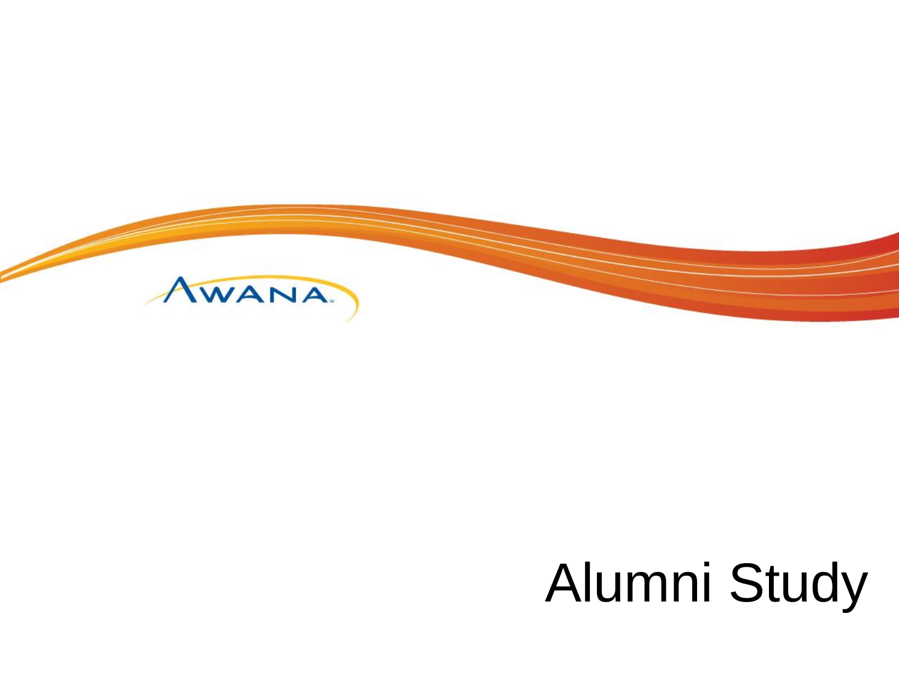AWANA

# Alumni Study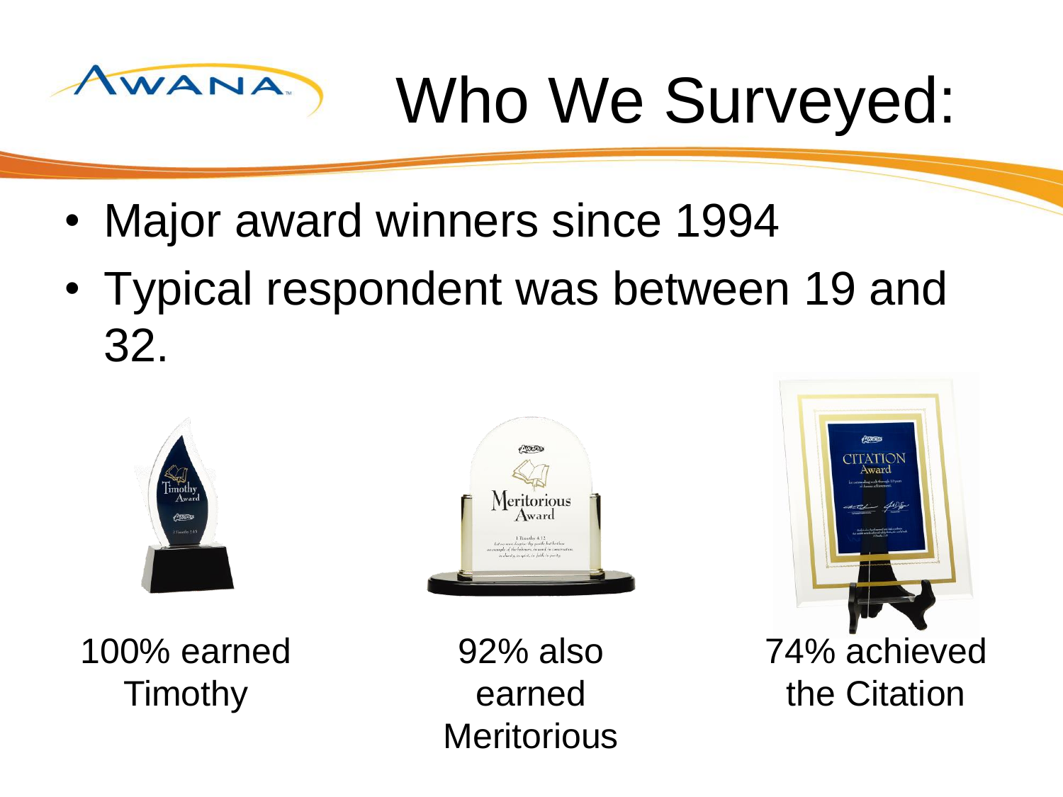# Who We Surveyed:

- Major award winners since 1994
- Typical respondent was between 19 and 32.

100% earned Timothy

92% also earned Meritorious

74% achieved the Citation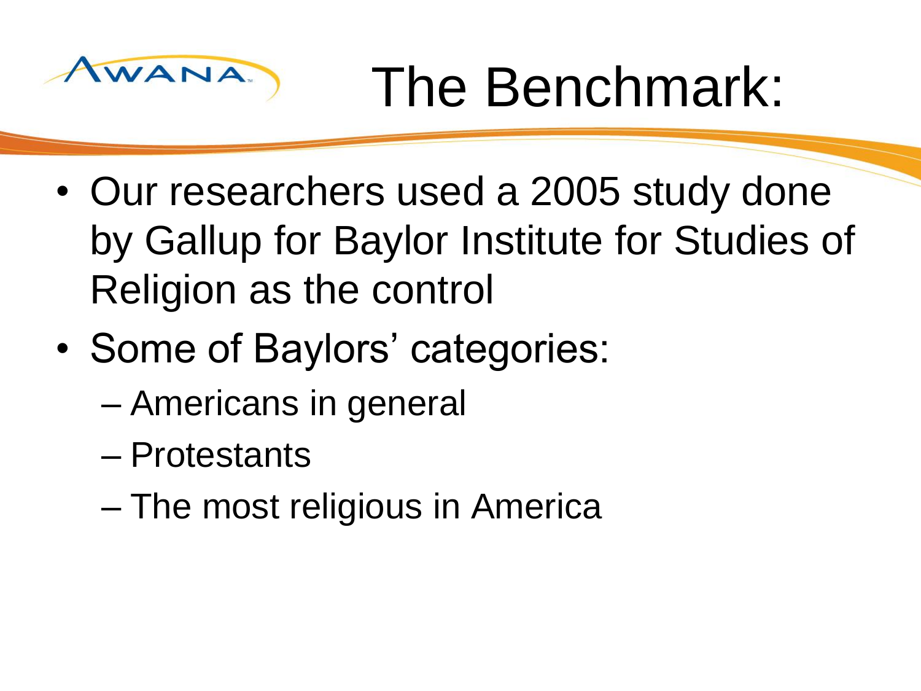# The Benchmark:

- Our researchers used a 2005 study done by Gallup for Baylor Institute for Studies of Religion as the control
- Some of Baylors' categories:
  - Americans in general
  - Protestants
  - The most religious in America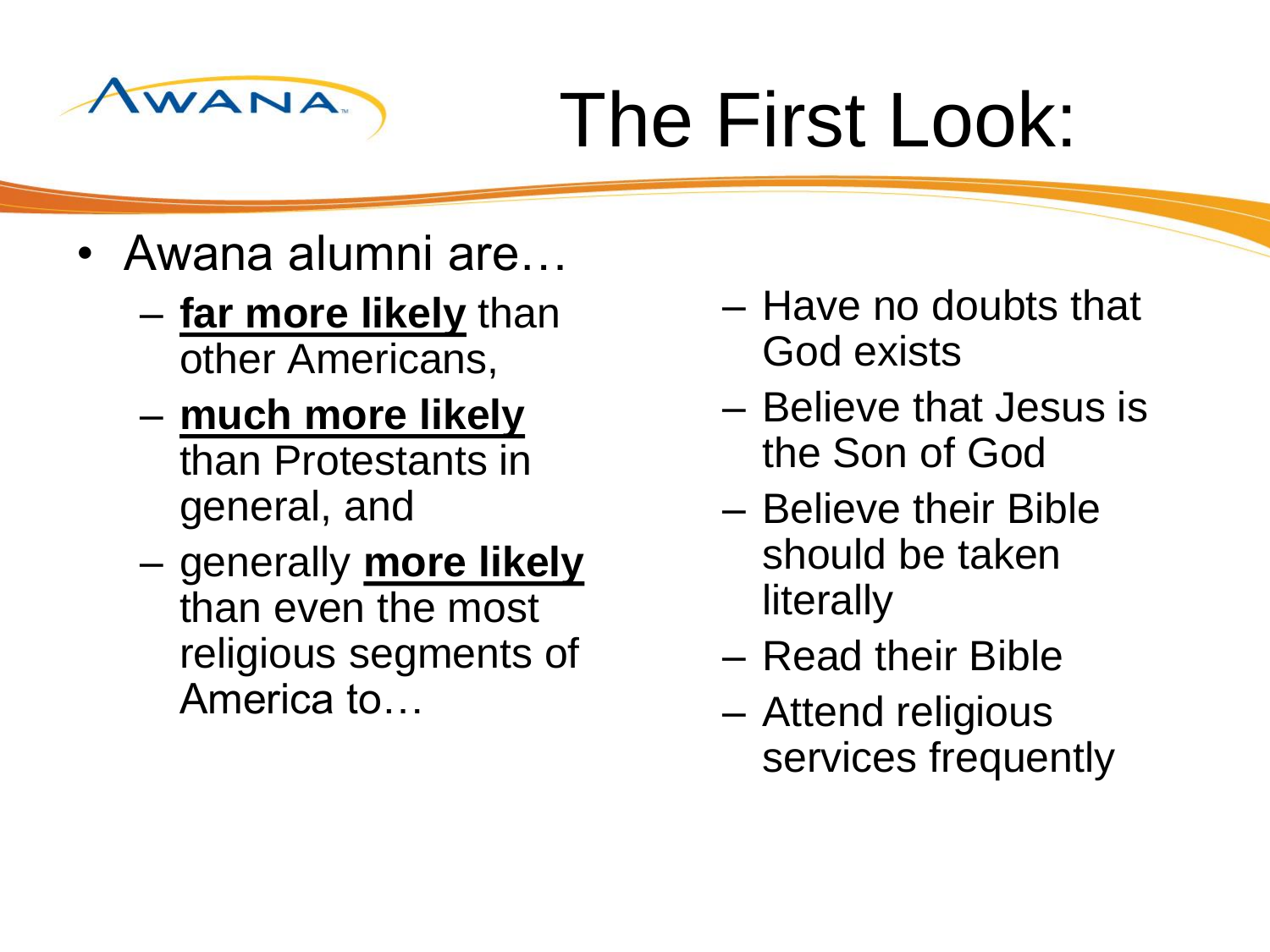# The First Look:

- Awana alumni are…
  - **far more likely** than other Americans,
  - **much more likely** than Protestants in general, and
  - generally **more likely** than even the most religious segments of America to…
  - Have no doubts that God exists
  - Believe that Jesus is the Son of God
  - Believe their Bible should be taken literally
  - Read their Bible
  - Attend religious services frequently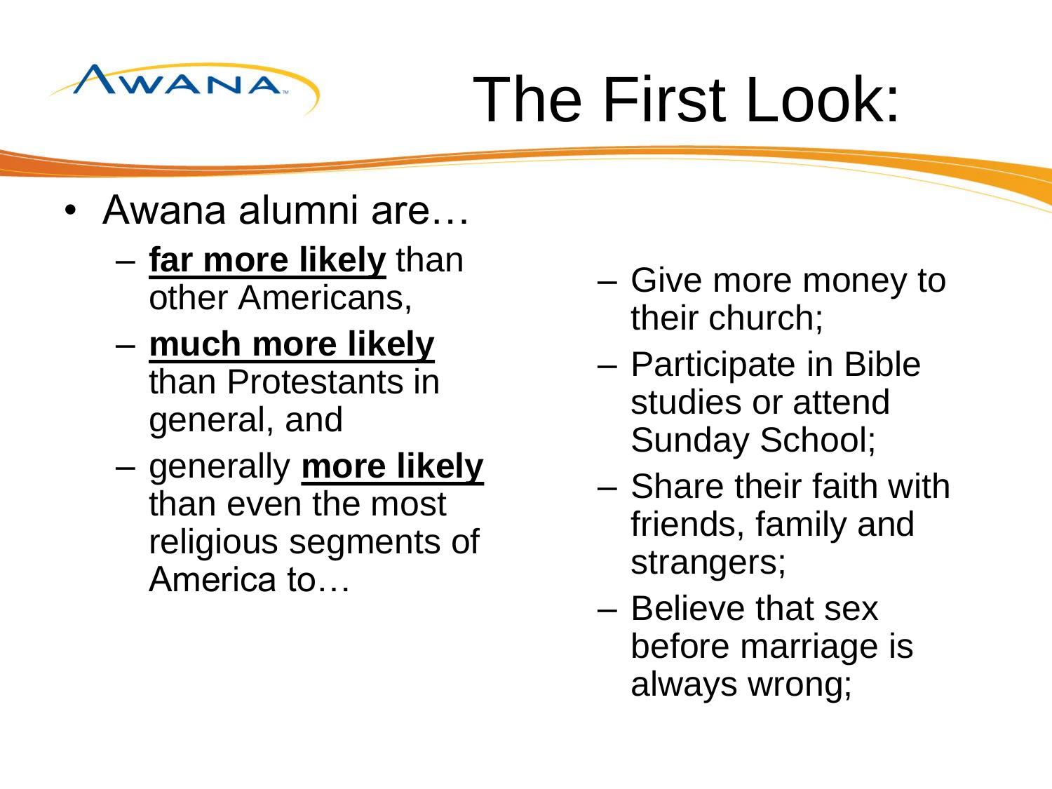# The First Look:

- Awana alumni are…
  - **far more likely** than other Americans,
  - **much more likely** than Protestants in general, and
  - generally **more likely** than even the most religious segments of America to…
  - Give more money to their church;
  - Participate in Bible studies or attend Sunday School;
  - Share their faith with friends, family and strangers;
  - Believe that sex before marriage is always wrong;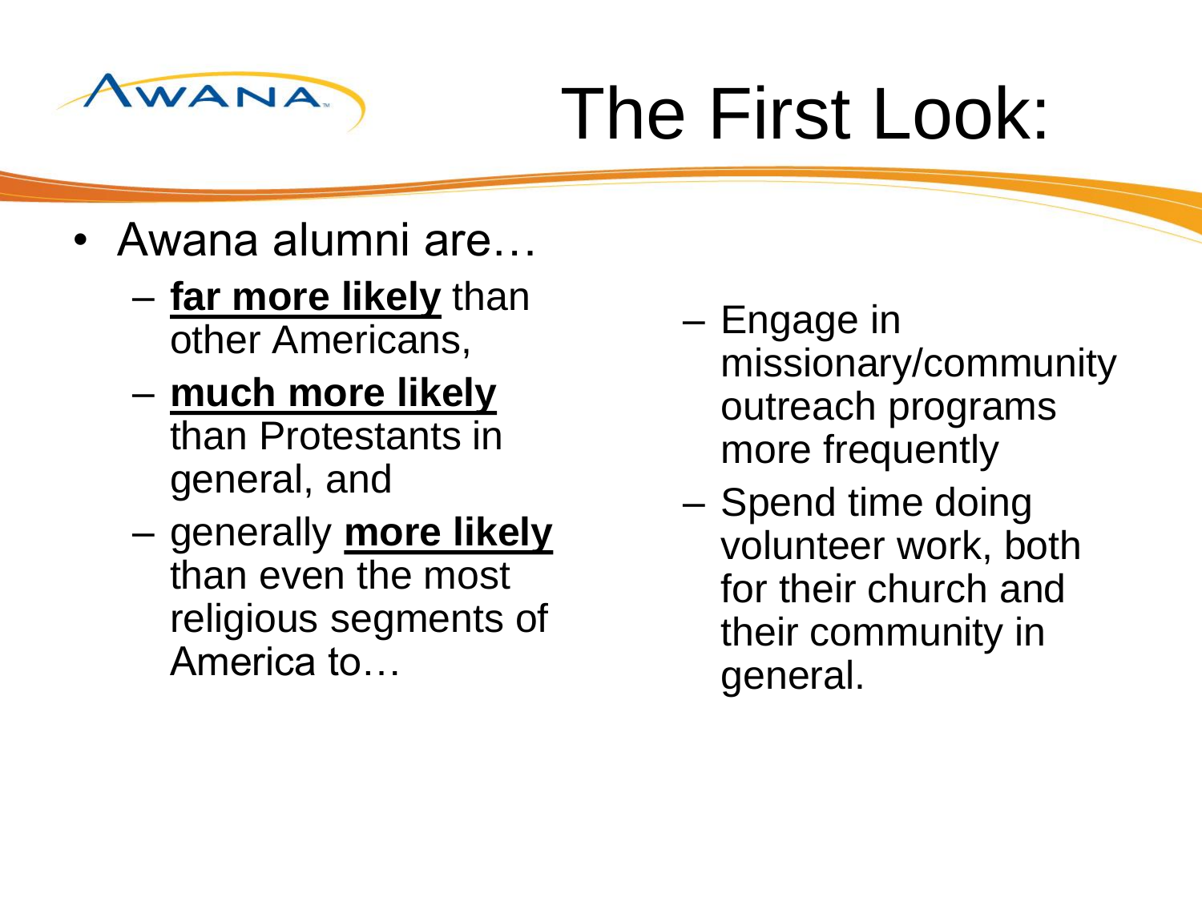# The First Look:

- Awana alumni are…
  - **far more likely** than other Americans,
  - **much more likely** than Protestants in general, and
  - generally **more likely** than even the most religious segments of America to…
  - Engage in missionary/community outreach programs more frequently
  - Spend time doing volunteer work, both for their church and their community in general.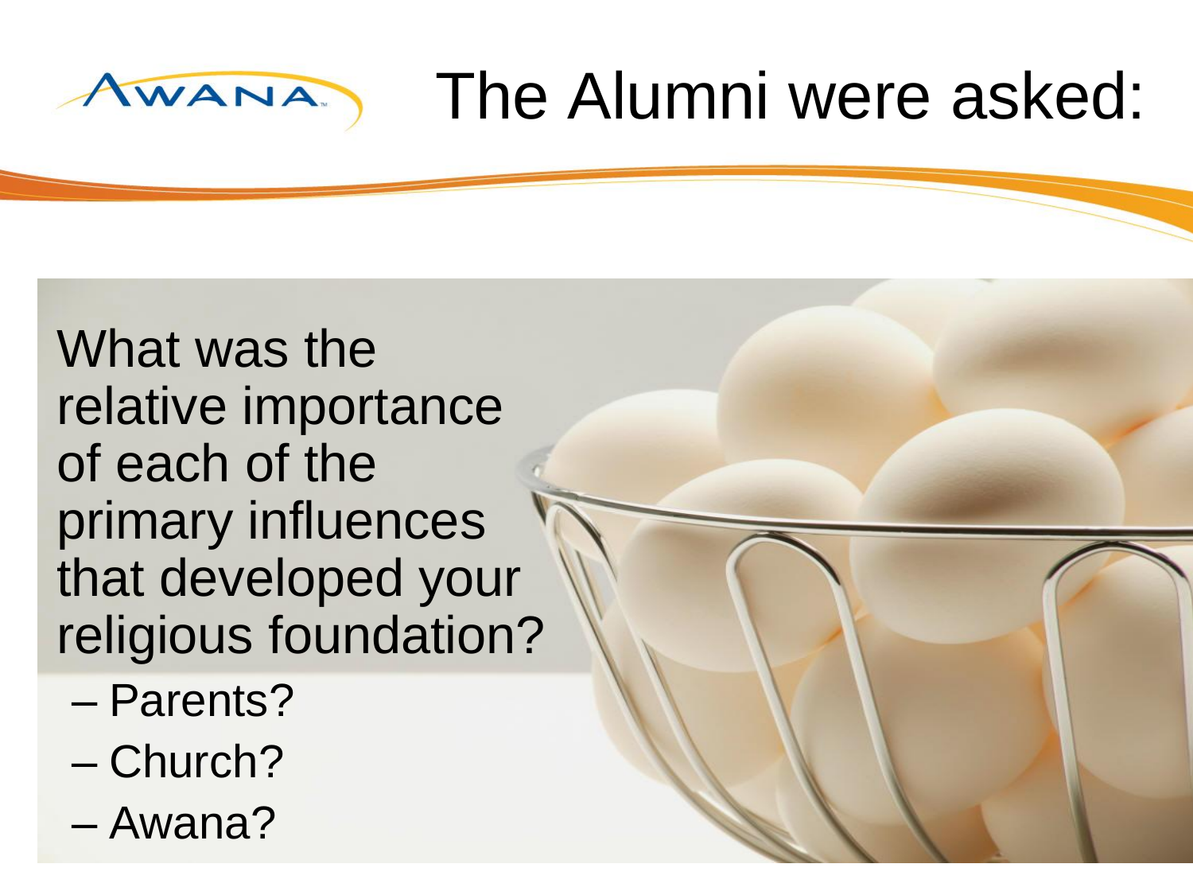# The Alumni were asked:

What was the relative importance of each of the primary influences that developed your religious foundation?

- Parents?
- Church?
- Awana?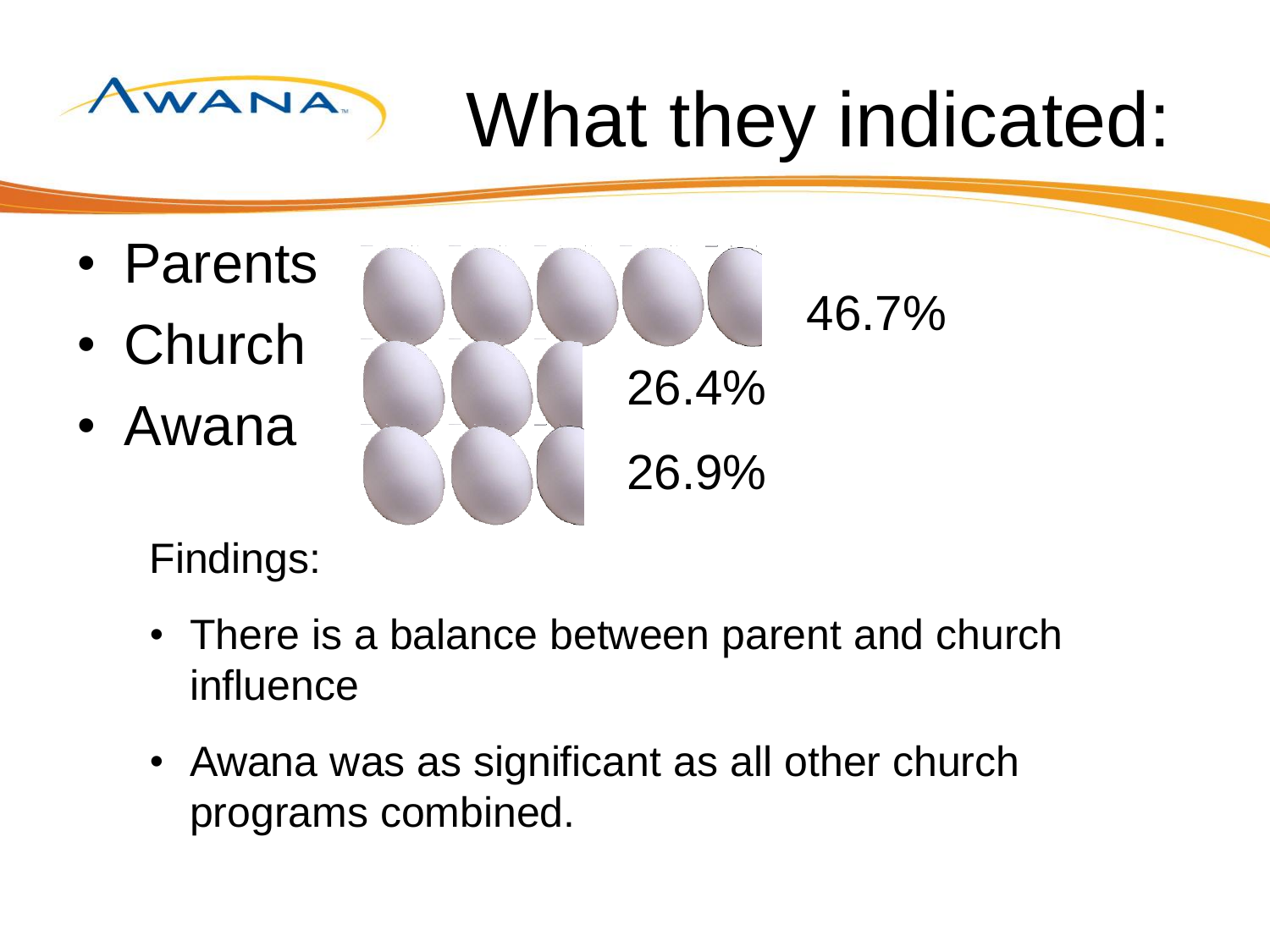# What they indicated:

- Parents — 46.7%
- Church — 26.4%
- Awana — 26.9%

Findings:

- There is a balance between parent and church influence
- Awana was as significant as all other church programs combined.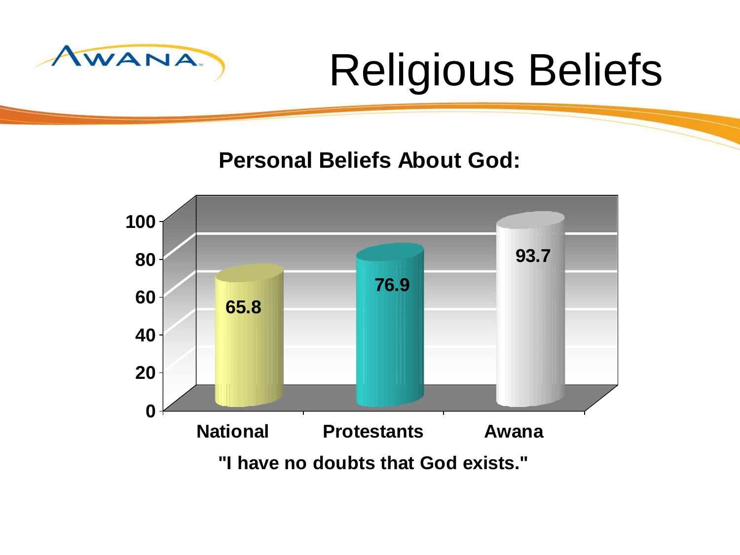# Religious Beliefs

**Personal Beliefs About God:**

| | National | Protestants | Awana |
|---|---|---|---|
| "I have no doubts that God exists." | 65.8 | 76.9 | 93.7 |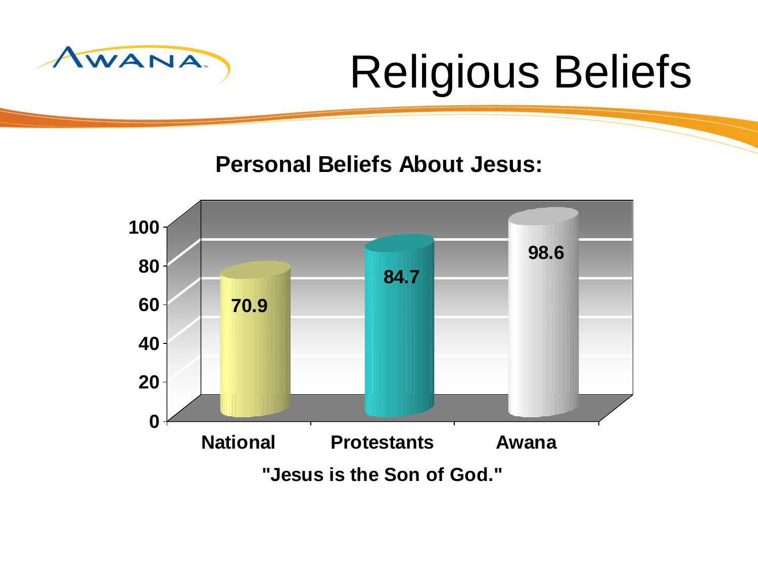# Religious Beliefs

**Personal Beliefs About Jesus:**

| | National | Protestants | Awana |
|---|---|---|---|
| "Jesus is the Son of God." | 70.9 | 84.7 | 98.6 |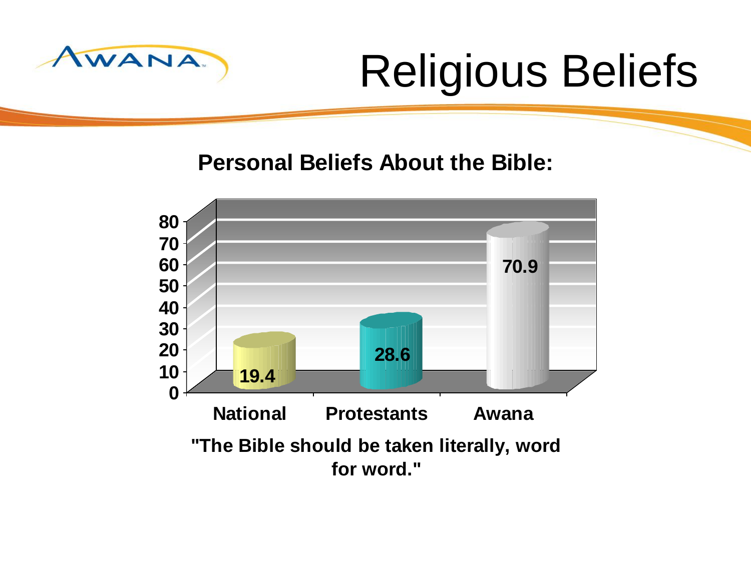# Religious Beliefs

**Personal Beliefs About the Bible:**

| | National | Protestants | Awana |
|---|---|---|---|
| "The Bible should be taken literally, word for word." | 19.4 | 28.6 | 70.9 |

**"The Bible should be taken literally, word for word."**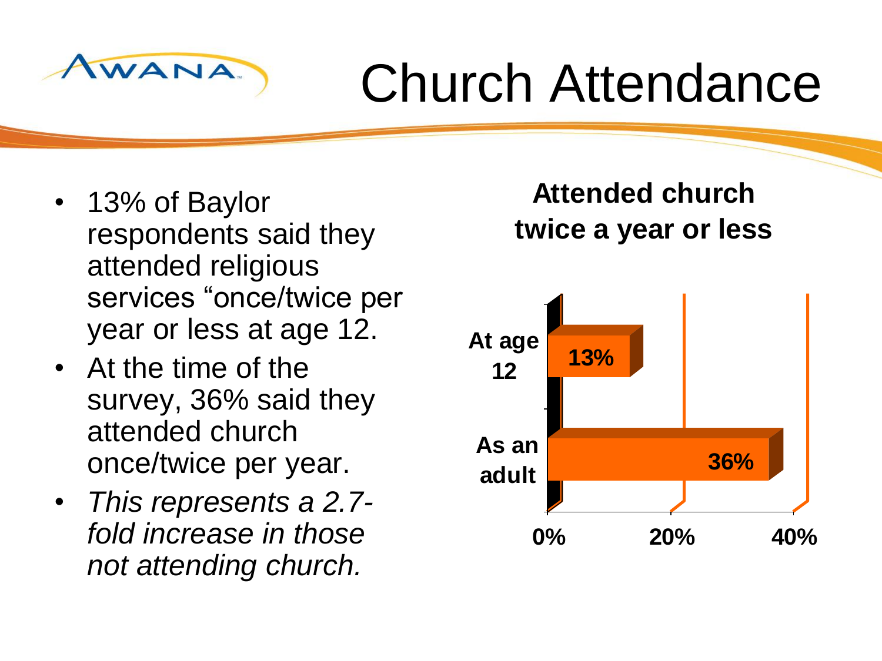# Church Attendance

- 13% of Baylor respondents said they attended religious services "once/twice per year or less at age 12.
- At the time of the survey, 36% said they attended church once/twice per year.
- *This represents a 2.7-fold increase in those not attending church.*

**Attended church twice a year or less**

| | Percentage |
|---|---|
| At age 12 | 13% |
| As an adult | 36% |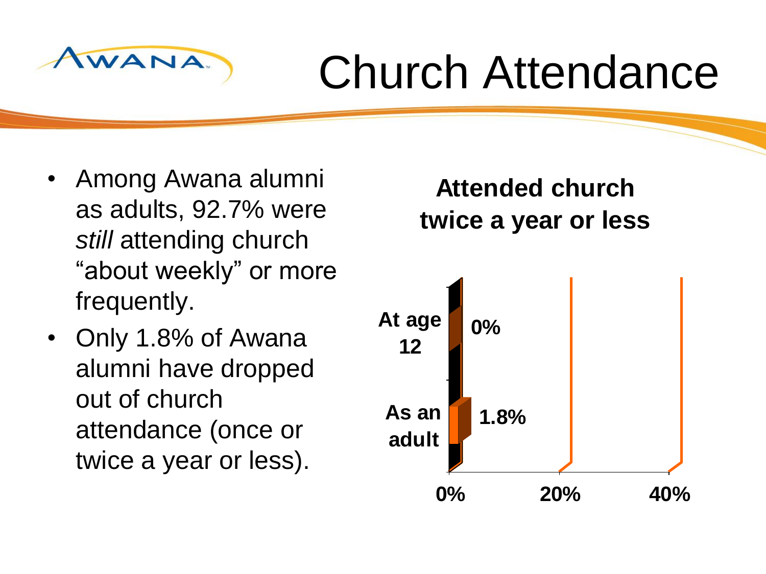# Church Attendance

- Among Awana alumni as adults, 92.7% were *still* attending church "about weekly" or more frequently.
- Only 1.8% of Awana alumni have dropped out of church attendance (once or twice a year or less).

**Attended church twice a year or less**

| | |
|---|---|
| **At age 12** | **0%** |
| **As an adult** | **1.8%** |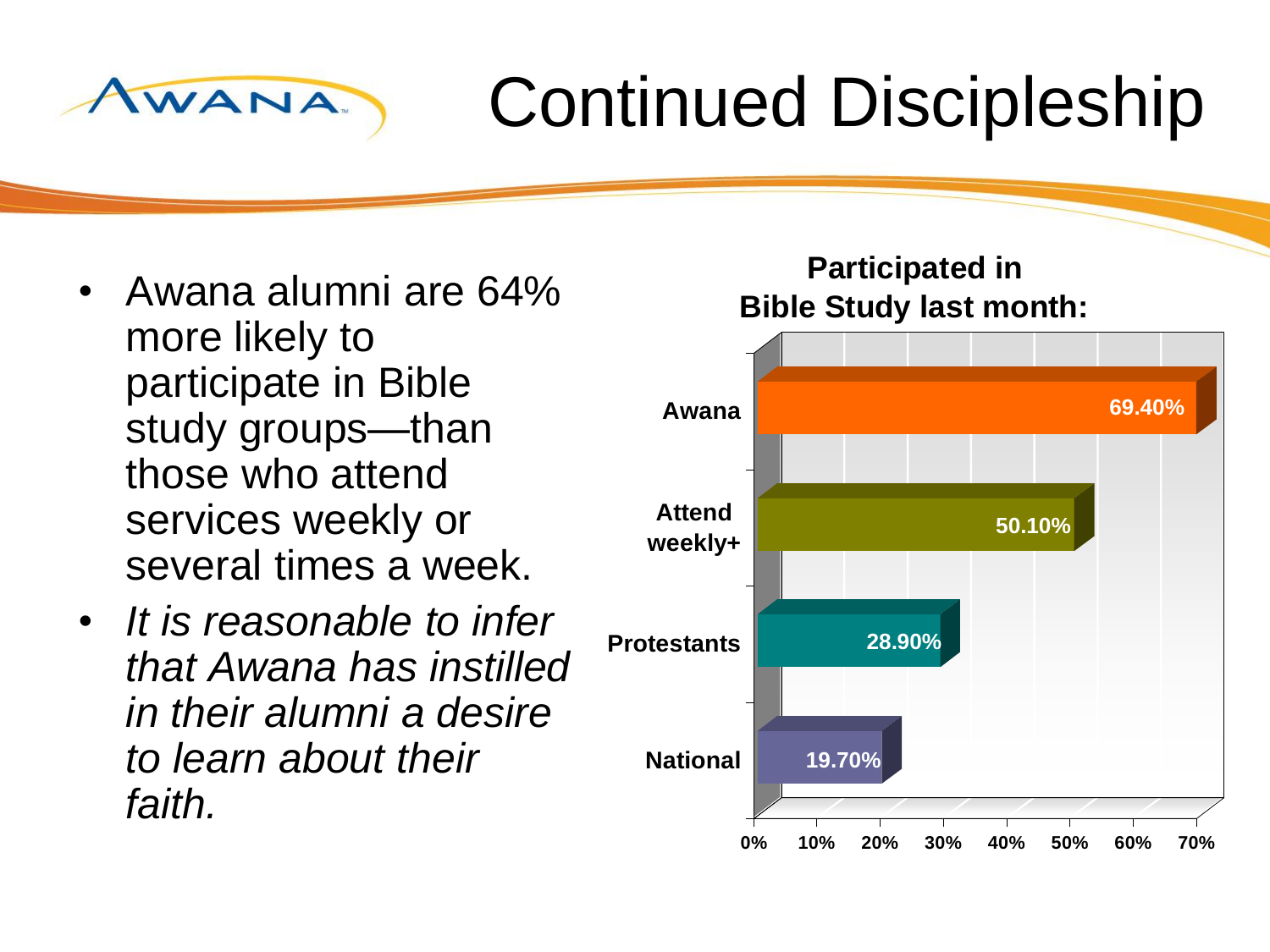# Continued Discipleship

- Awana alumni are 64% more likely to participate in Bible study groups—than those who attend services weekly or several times a week.
- *It is reasonable to infer that Awana has instilled in their alumni a desire to learn about their faith.*

**Participated in Bible Study last month:**

| Group | Percentage |
|---|---|
| Awana | 69.40% |
| Attend weekly+ | 50.10% |
| Protestants | 28.90% |
| National | 19.70% |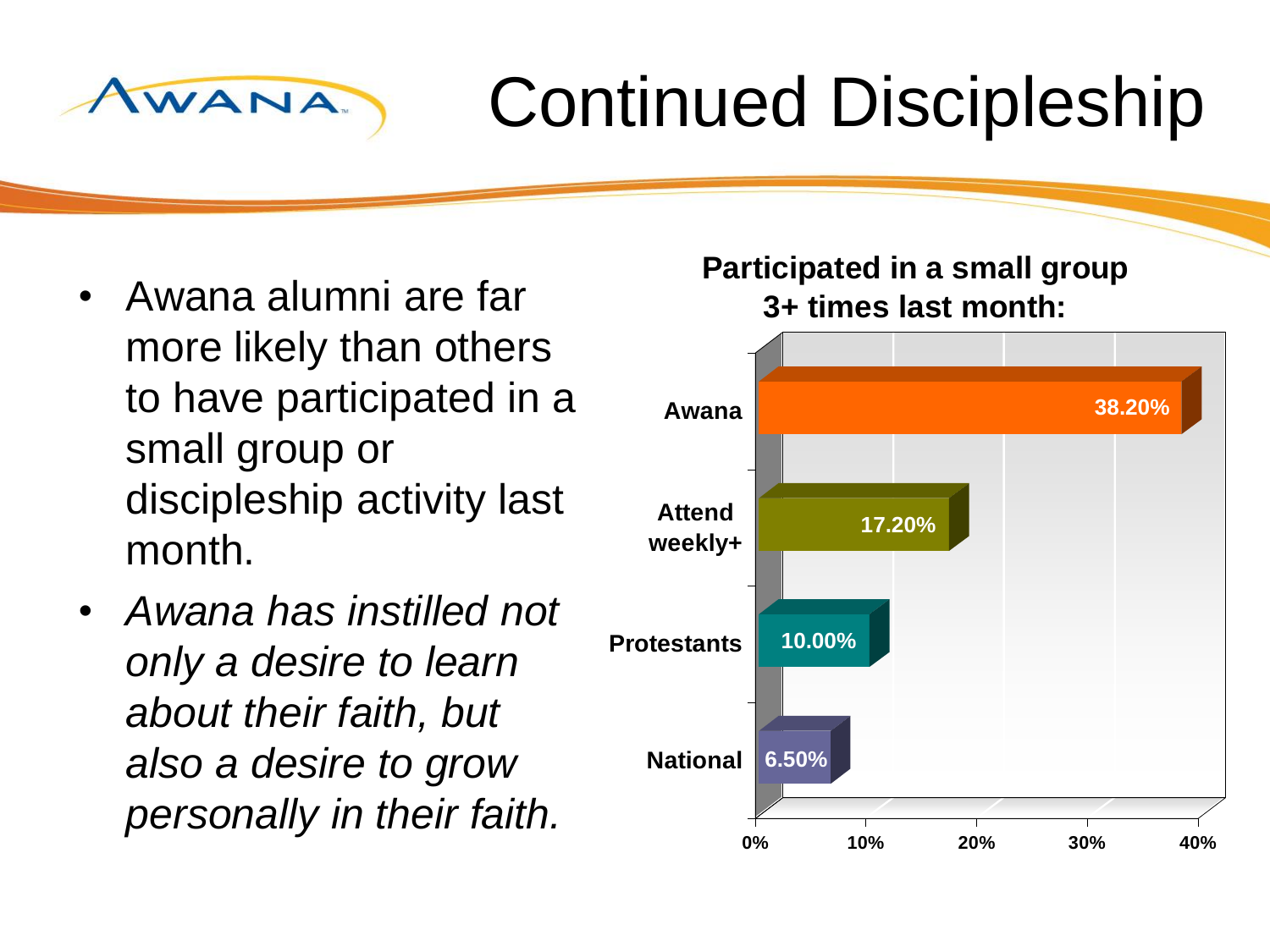# Continued Discipleship

- Awana alumni are far more likely than others to have participated in a small group or discipleship activity last month.
- *Awana has instilled not only a desire to learn about their faith, but also a desire to grow personally in their faith.*

**Participated in a small group 3+ times last month:**

| Group | Percentage |
|---|---|
| Awana | 38.20% |
| Attend weekly+ | 17.20% |
| Protestants | 10.00% |
| National | 6.50% |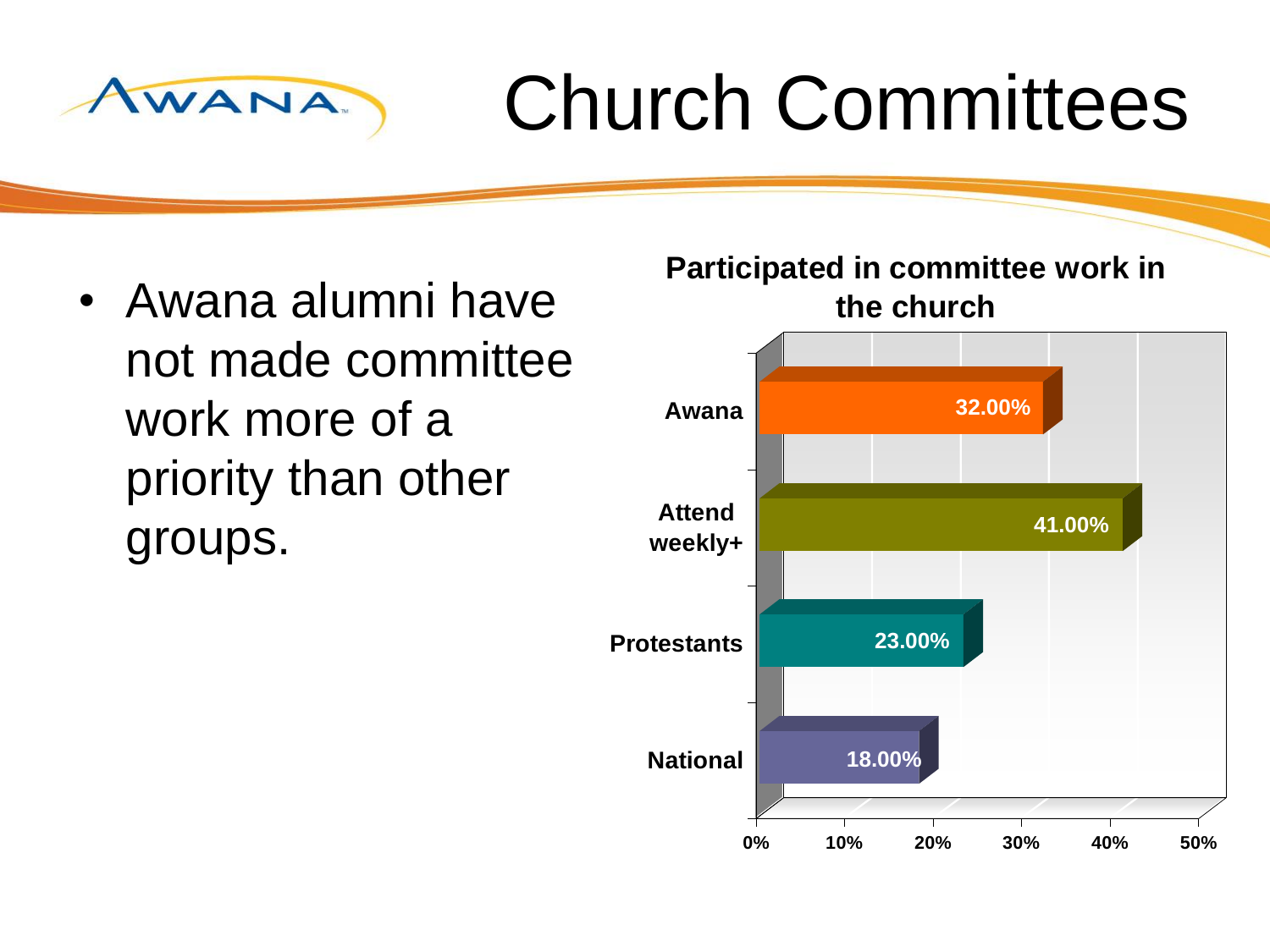# Church Committees

- Awana alumni have not made committee work more of a priority than other groups.

**Participated in committee work in the church**

| Group | Percentage |
|---|---|
| Awana | 32.00% |
| Attend weekly+ | 41.00% |
| Protestants | 23.00% |
| National | 18.00% |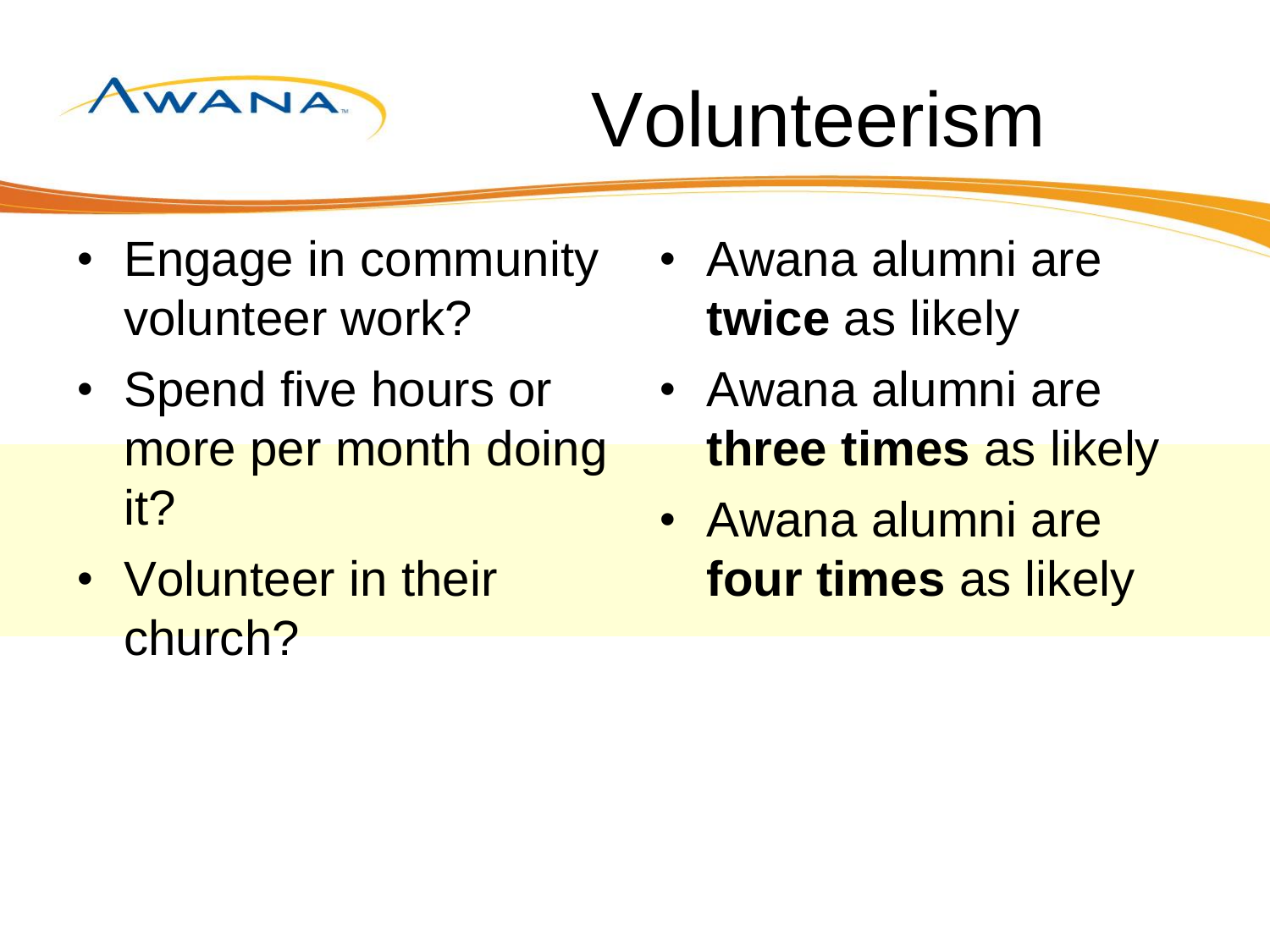# Volunteerism

- Engage in community volunteer work?
- Spend five hours or more per month doing it?
- Volunteer in their church?

- Awana alumni are **twice** as likely
- Awana alumni are **three times** as likely
- Awana alumni are **four times** as likely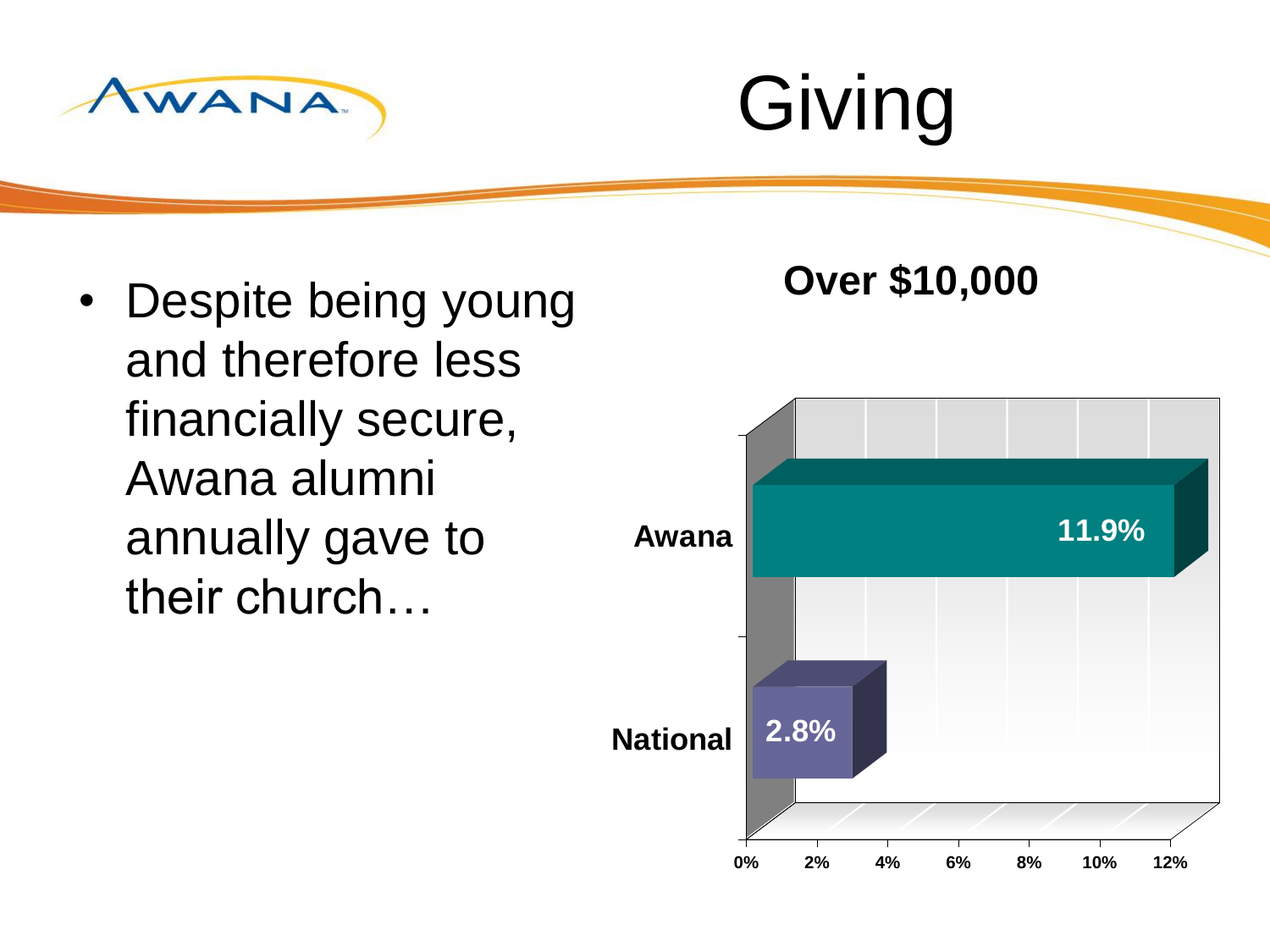# Giving

- Despite being young and therefore less financially secure, Awana alumni annually gave to their church…

**Over $10,000**

| | Percentage |
| --- | --- |
| Awana | 11.9% |
| National | 2.8% |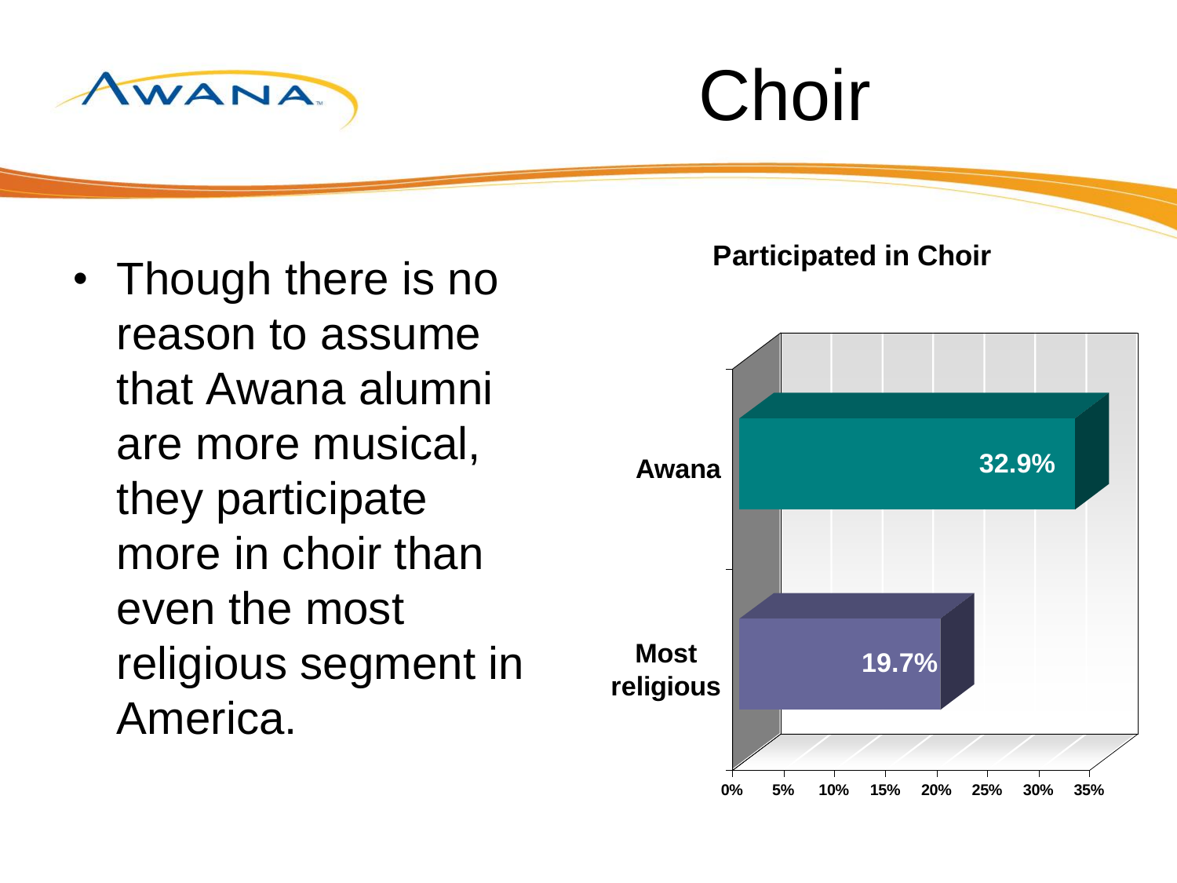# Choir

- Though there is no reason to assume that Awana alumni are more musical, they participate more in choir than even the most religious segment in America.

**Participated in Choir**

| | Participated in Choir |
|---|---|
| Awana | 32.9% |
| Most religious | 19.7% |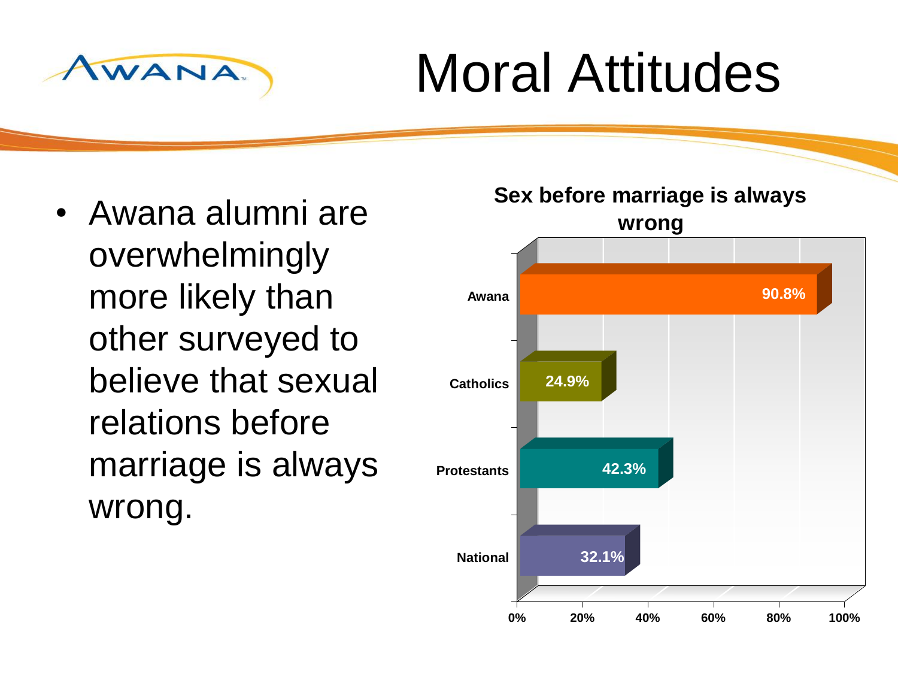# Moral Attitudes

- Awana alumni are overwhelmingly more likely than other surveyed to believe that sexual relations before marriage is always wrong.

**Sex before marriage is always wrong**

| Group | Percentage |
|---|---|
| Awana | 90.8% |
| Catholics | 24.9% |
| Protestants | 42.3% |
| National | 32.1% |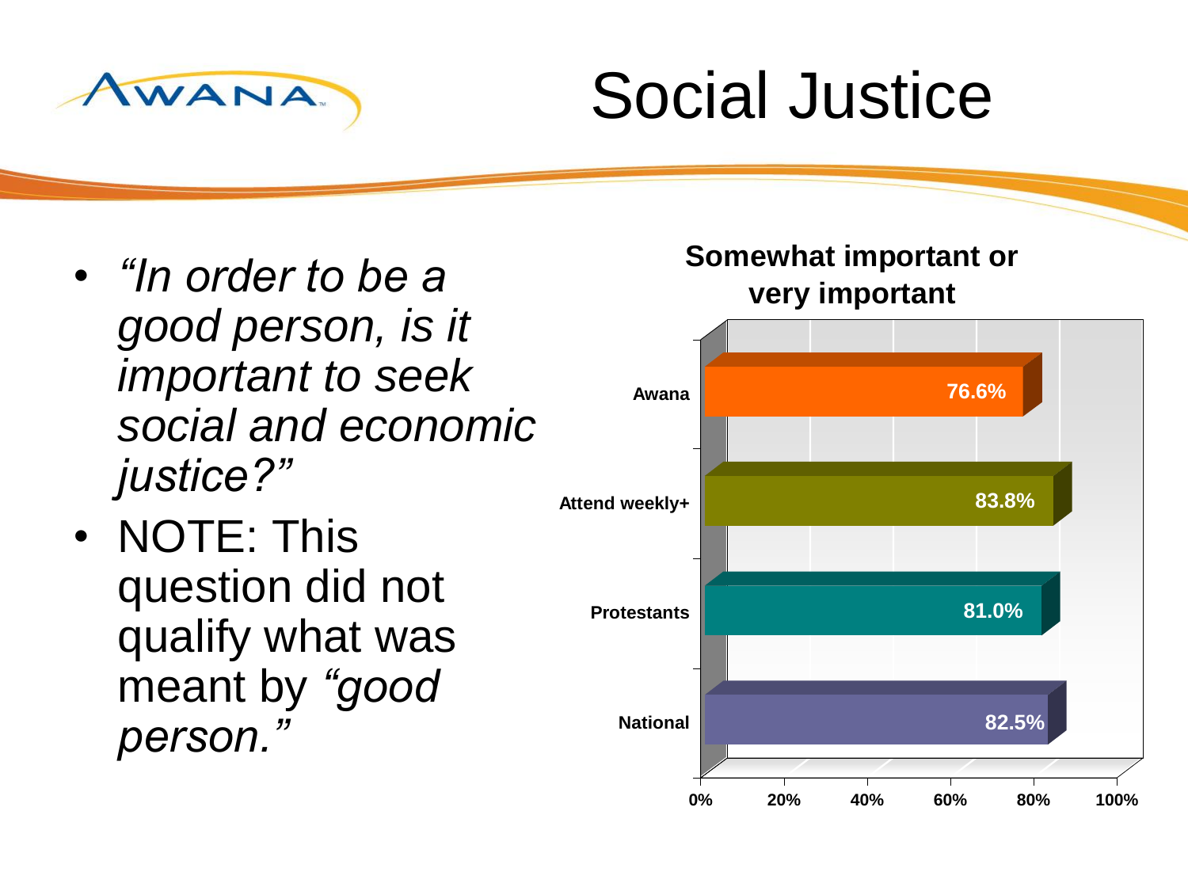# Social Justice

- *"In order to be a good person, is it important to seek social and economic justice?"*
- NOTE: This question did not qualify what was meant by *"good person."*

**Somewhat important or very important**

| Group | Percentage |
| --- | --- |
| Awana | 76.6% |
| Attend weekly+ | 83.8% |
| Protestants | 81.0% |
| National | 82.5% |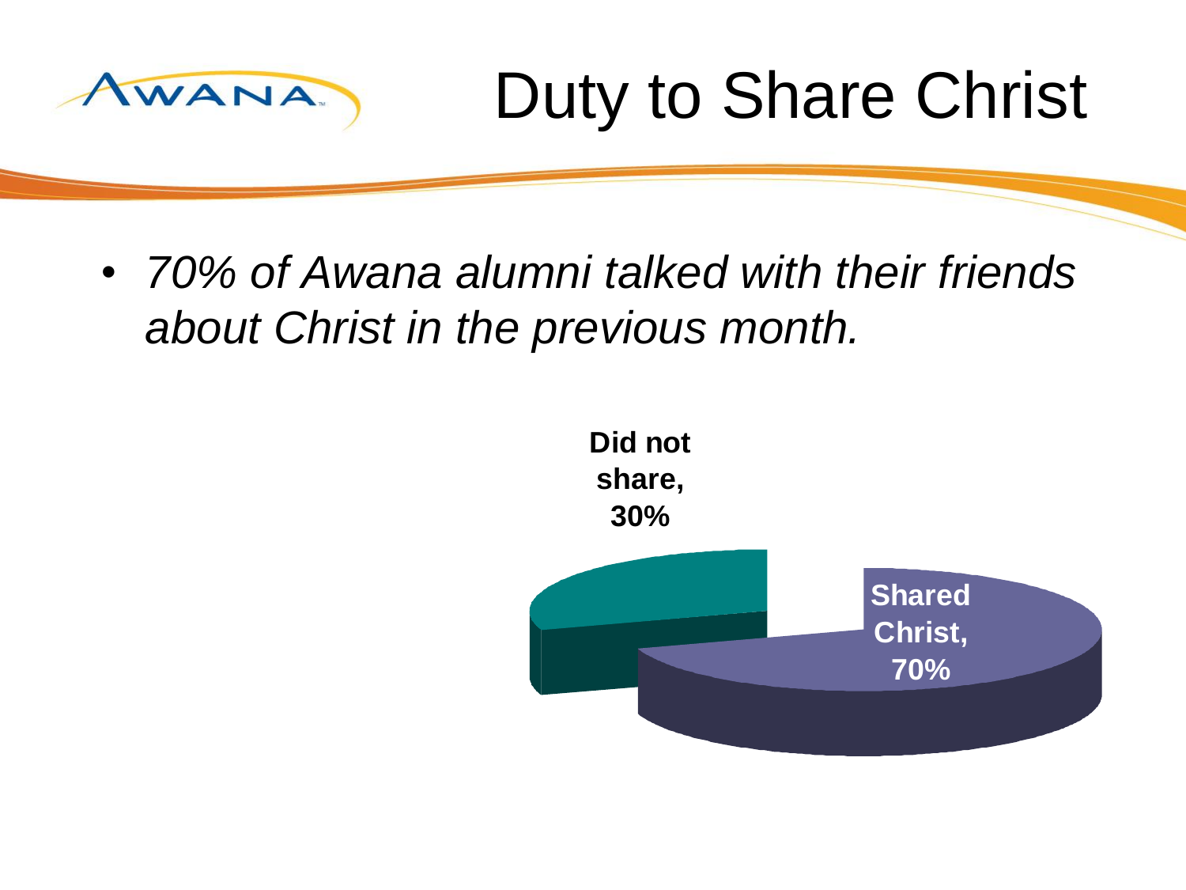# Duty to Share Christ

- *70% of Awana alumni talked with their friends about Christ in the previous month.*

**Did not share, 30%**

**Shared Christ, 70%**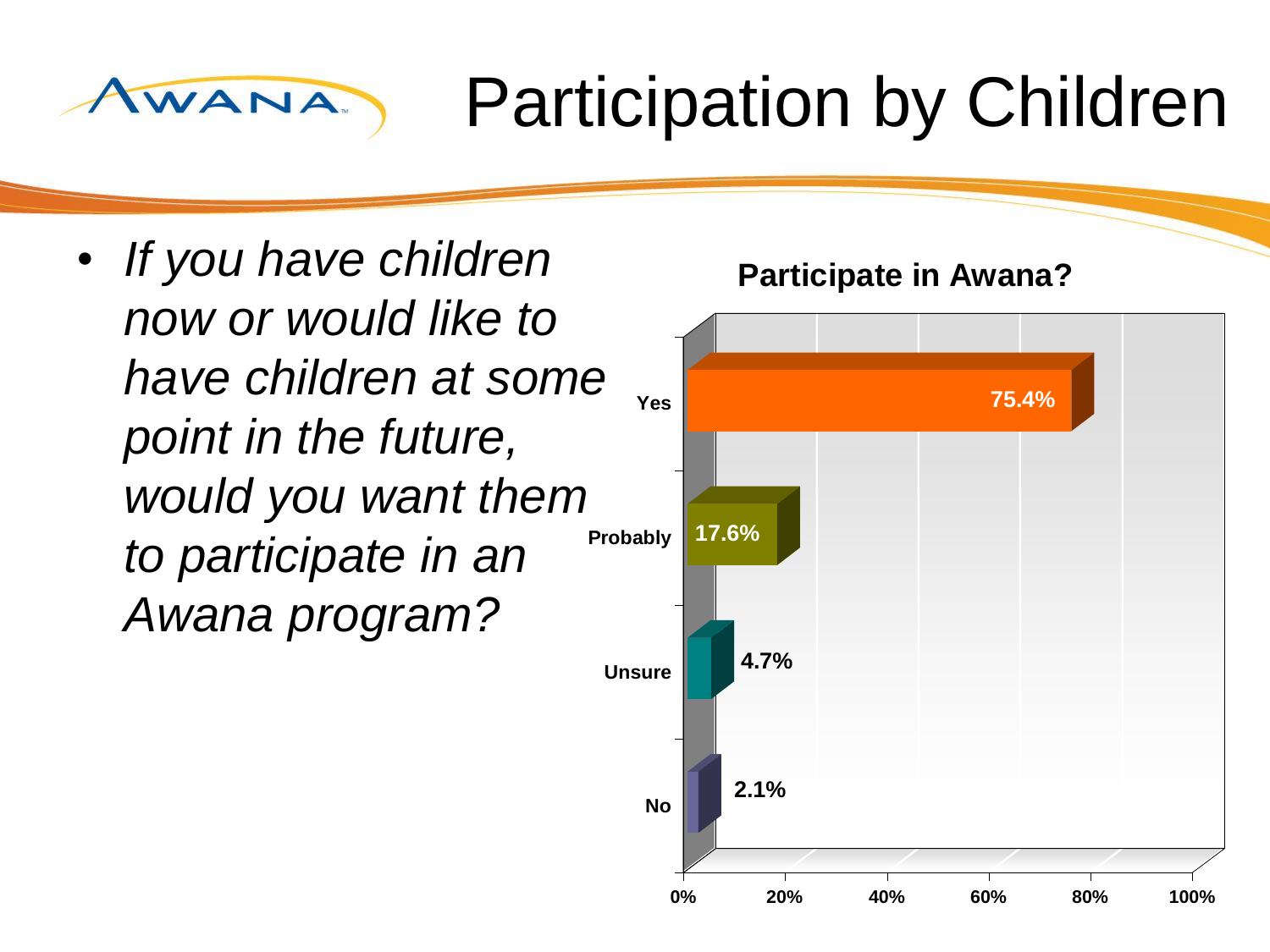# Participation by Children

- *If you have children now or would like to have children at some point in the future, would you want them to participate in an Awana program?*

**Participate in Awana?**

| Response | Percentage |
|---|---|
| Yes | 75.4% |
| Probably | 17.6% |
| Unsure | 4.7% |
| No | 2.1% |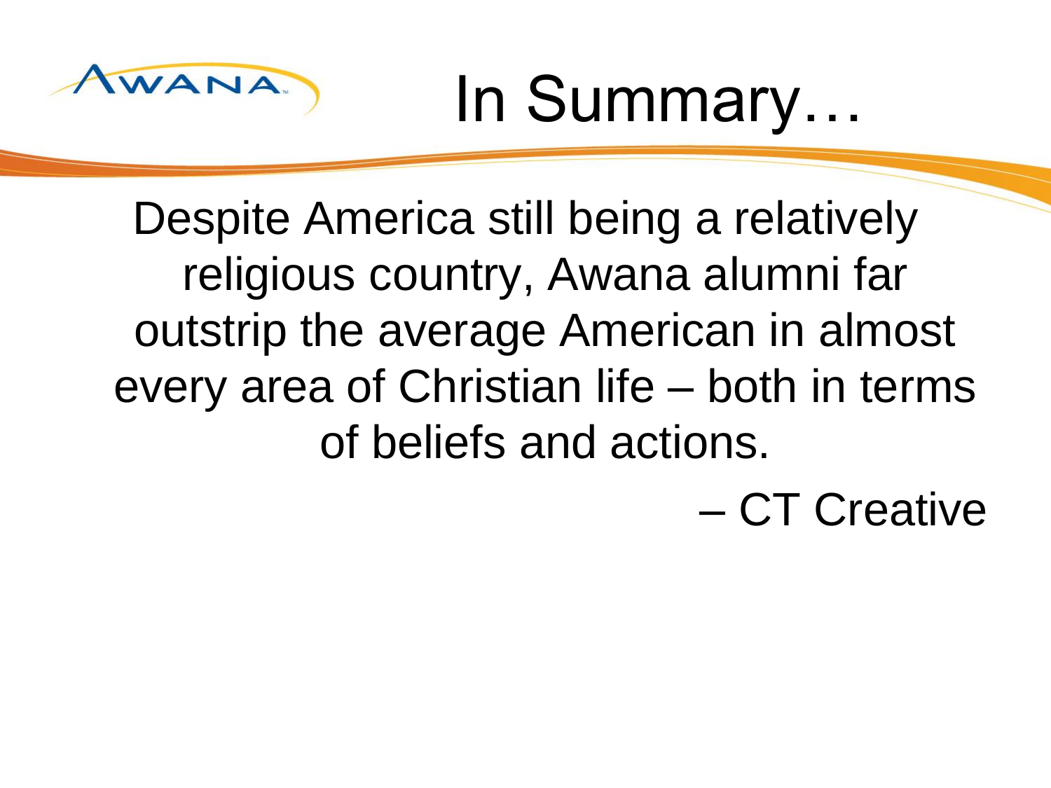# In Summary…

Despite America still being a relatively religious country, Awana alumni far outstrip the average American in almost every area of Christian life – both in terms of beliefs and actions.

– CT Creative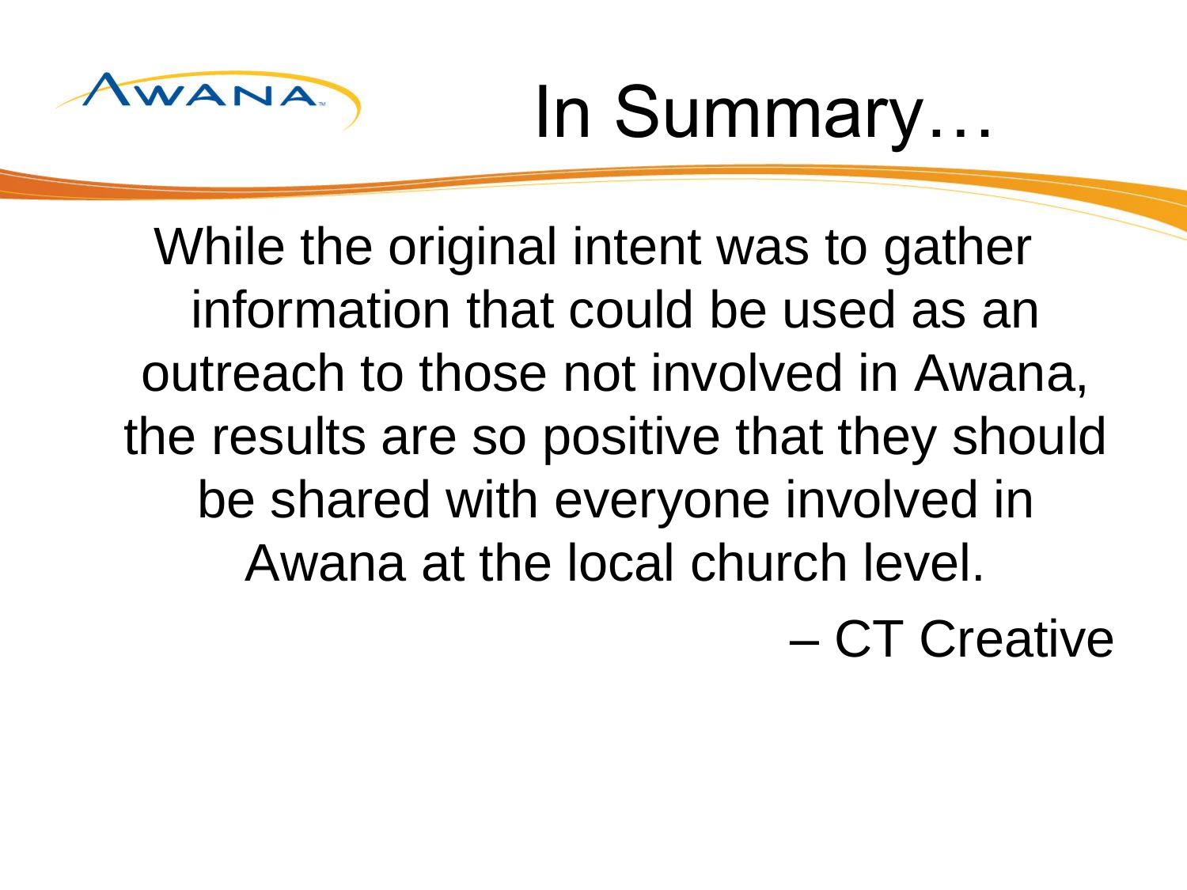# In Summary…

While the original intent was to gather information that could be used as an outreach to those not involved in Awana, the results are so positive that they should be shared with everyone involved in Awana at the local church level.

– CT Creative